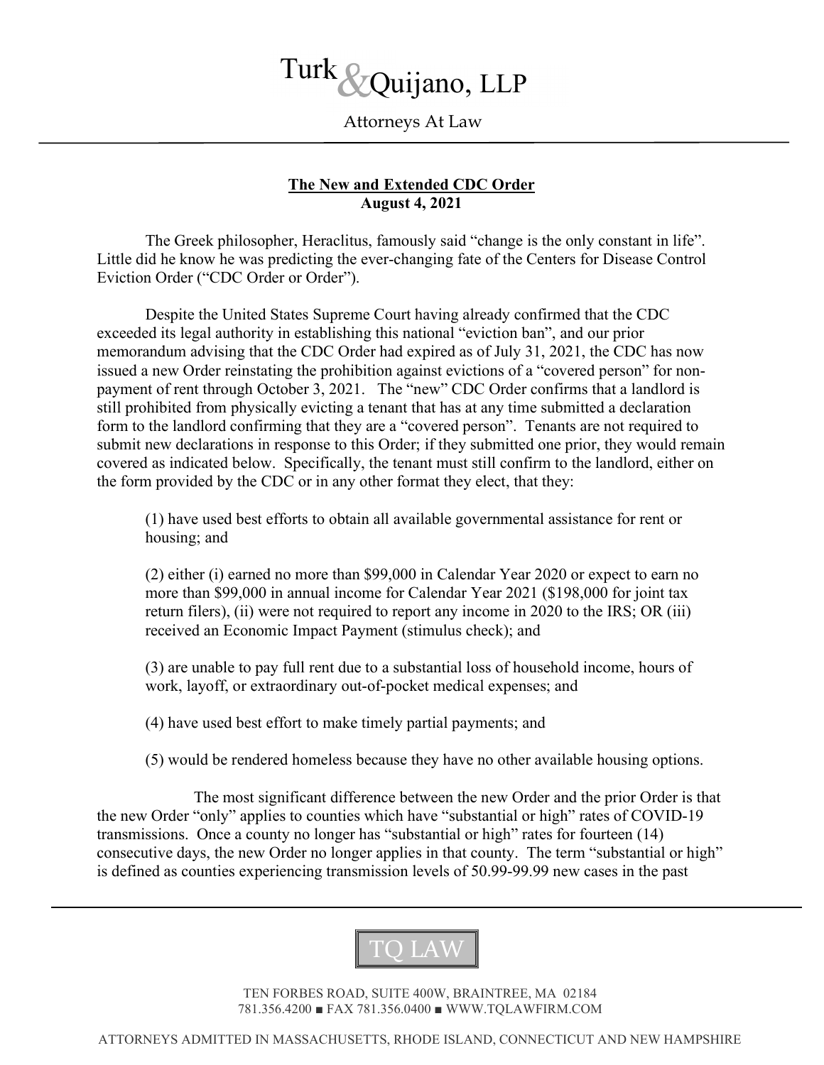# Turk & Quijano, LLP

Attorneys At Law

**The New and Extended CDC Order**
**August 4, 2021**

The Greek philosopher, Heraclitus, famously said "change is the only constant in life". Little did he know he was predicting the ever-changing fate of the Centers for Disease Control Eviction Order ("CDC Order or Order").

Despite the United States Supreme Court having already confirmed that the CDC exceeded its legal authority in establishing this national "eviction ban", and our prior memorandum advising that the CDC Order had expired as of July 31, 2021, the CDC has now issued a new Order reinstating the prohibition against evictions of a "covered person" for non-payment of rent through October 3, 2021. The "new" CDC Order confirms that a landlord is still prohibited from physically evicting a tenant that has at any time submitted a declaration form to the landlord confirming that they are a "covered person". Tenants are not required to submit new declarations in response to this Order; if they submitted one prior, they would remain covered as indicated below. Specifically, the tenant must still confirm to the landlord, either on the form provided by the CDC or in any other format they elect, that they:

(1) have used best efforts to obtain all available governmental assistance for rent or housing; and

(2) either (i) earned no more than $99,000 in Calendar Year 2020 or expect to earn no more than $99,000 in annual income for Calendar Year 2021 ($198,000 for joint tax return filers), (ii) were not required to report any income in 2020 to the IRS; OR (iii) received an Economic Impact Payment (stimulus check); and

(3) are unable to pay full rent due to a substantial loss of household income, hours of work, layoff, or extraordinary out-of-pocket medical expenses; and

(4) have used best effort to make timely partial payments; and

(5) would be rendered homeless because they have no other available housing options.

The most significant difference between the new Order and the prior Order is that the new Order "only" applies to counties which have "substantial or high" rates of COVID-19 transmissions. Once a county no longer has "substantial or high" rates for fourteen (14) consecutive days, the new Order no longer applies in that county. The term "substantial or high" is defined as counties experiencing transmission levels of 50.99-99.99 new cases in the past

TQ LAW

TEN FORBES ROAD, SUITE 400W, BRAINTREE, MA 02184
781.356.4200 ■ FAX 781.356.0400 ■ WWW.TQLAWFIRM.COM

ATTORNEYS ADMITTED IN MASSACHUSETTS, RHODE ISLAND, CONNECTICUT AND NEW HAMPSHIRE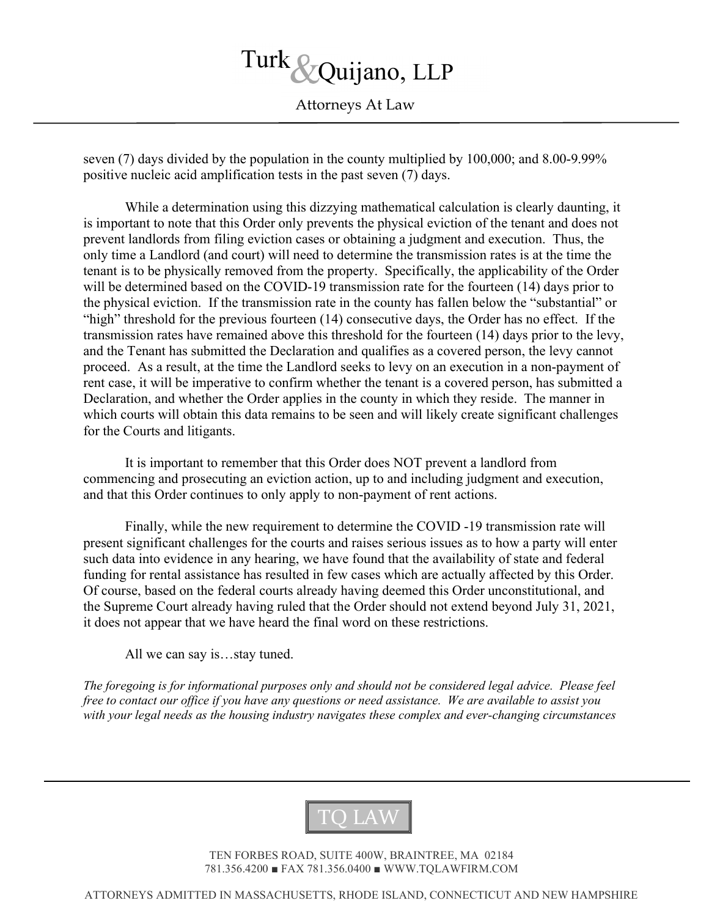seven (7) days divided by the population in the county multiplied by 100,000; and 8.00-9.99% positive nucleic acid amplification tests in the past seven (7) days.

While a determination using this dizzying mathematical calculation is clearly daunting, it is important to note that this Order only prevents the physical eviction of the tenant and does not prevent landlords from filing eviction cases or obtaining a judgment and execution. Thus, the only time a Landlord (and court) will need to determine the transmission rates is at the time the tenant is to be physically removed from the property. Specifically, the applicability of the Order will be determined based on the COVID-19 transmission rate for the fourteen (14) days prior to the physical eviction. If the transmission rate in the county has fallen below the "substantial" or "high" threshold for the previous fourteen (14) consecutive days, the Order has no effect. If the transmission rates have remained above this threshold for the fourteen (14) days prior to the levy, and the Tenant has submitted the Declaration and qualifies as a covered person, the levy cannot proceed. As a result, at the time the Landlord seeks to levy on an execution in a non-payment of rent case, it will be imperative to confirm whether the tenant is a covered person, has submitted a Declaration, and whether the Order applies in the county in which they reside. The manner in which courts will obtain this data remains to be seen and will likely create significant challenges for the Courts and litigants.

It is important to remember that this Order does NOT prevent a landlord from commencing and prosecuting an eviction action, up to and including judgment and execution, and that this Order continues to only apply to non-payment of rent actions.

Finally, while the new requirement to determine the COVID -19 transmission rate will present significant challenges for the courts and raises serious issues as to how a party will enter such data into evidence in any hearing, we have found that the availability of state and federal funding for rental assistance has resulted in few cases which are actually affected by this Order. Of course, based on the federal courts already having deemed this Order unconstitutional, and the Supreme Court already having ruled that the Order should not extend beyond July 31, 2021, it does not appear that we have heard the final word on these restrictions.

All we can say is…stay tuned.

*The foregoing is for informational purposes only and should not be considered legal advice. Please feel free to contact our office if you have any questions or need assistance. We are available to assist you with your legal needs as the housing industry navigates these complex and ever-changing circumstances*